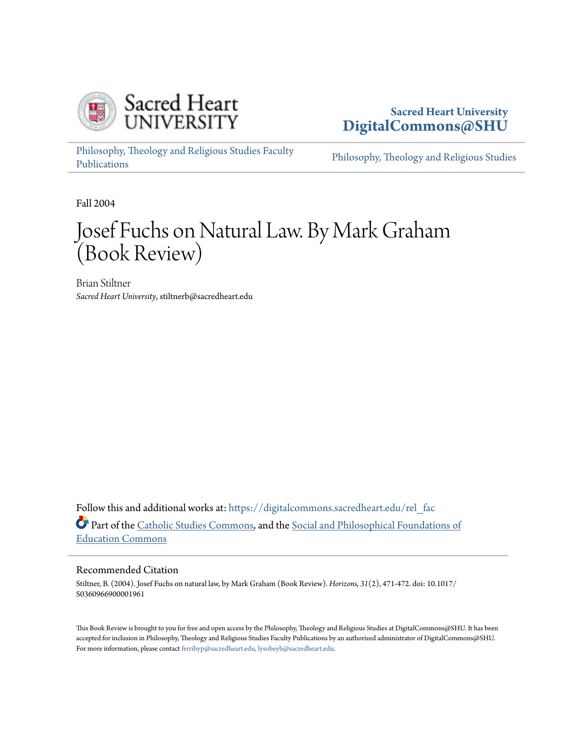Sacred Heart University
DigitalCommons@SHU

Philosophy, Theology and Religious Studies Faculty Publications

Philosophy, Theology and Religious Studies

Fall 2004

# Josef Fuchs on Natural Law. By Mark Graham (Book Review)

Brian Stiltner
*Sacred Heart University*, stiltnerb@sacredheart.edu

Follow this and additional works at: https://digitalcommons.sacredheart.edu/rel_fac

Part of the Catholic Studies Commons, and the Social and Philosophical Foundations of Education Commons

## Recommended Citation

Stiltner, B. (2004). Josef Fuchs on natural law, by Mark Graham (Book Review). *Horizons, 31*(2), 471-472. doi: 10.1017/S0360966900001961

This Book Review is brought to you for free and open access by the Philosophy, Theology and Religious Studies at DigitalCommons@SHU. It has been accepted for inclusion in Philosophy, Theology and Religious Studies Faculty Publications by an authorized administrator of DigitalCommons@SHU. For more information, please contact ferribyp@sacredheart.edu, lysobeyb@sacredheart.edu.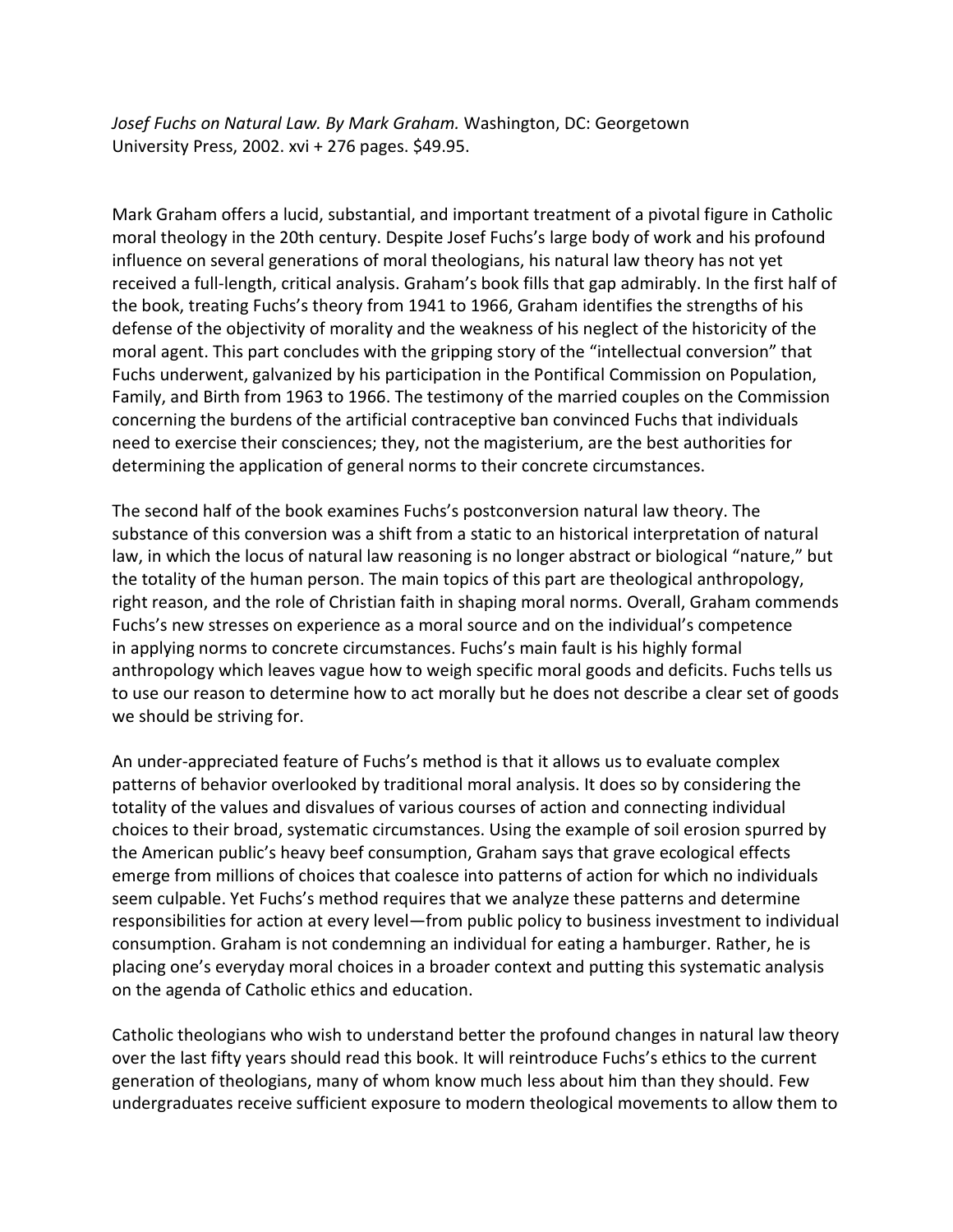*Josef Fuchs on Natural Law. By Mark Graham.* Washington, DC: Georgetown University Press, 2002. xvi + 276 pages. $49.95.

Mark Graham offers a lucid, substantial, and important treatment of a pivotal figure in Catholic moral theology in the 20th century. Despite Josef Fuchs's large body of work and his profound influence on several generations of moral theologians, his natural law theory has not yet received a full-length, critical analysis. Graham's book fills that gap admirably. In the first half of the book, treating Fuchs's theory from 1941 to 1966, Graham identifies the strengths of his defense of the objectivity of morality and the weakness of his neglect of the historicity of the moral agent. This part concludes with the gripping story of the "intellectual conversion" that Fuchs underwent, galvanized by his participation in the Pontifical Commission on Population, Family, and Birth from 1963 to 1966. The testimony of the married couples on the Commission concerning the burdens of the artificial contraceptive ban convinced Fuchs that individuals need to exercise their consciences; they, not the magisterium, are the best authorities for determining the application of general norms to their concrete circumstances.

The second half of the book examines Fuchs's postconversion natural law theory. The substance of this conversion was a shift from a static to an historical interpretation of natural law, in which the locus of natural law reasoning is no longer abstract or biological "nature," but the totality of the human person. The main topics of this part are theological anthropology, right reason, and the role of Christian faith in shaping moral norms. Overall, Graham commends Fuchs's new stresses on experience as a moral source and on the individual's competence in applying norms to concrete circumstances. Fuchs's main fault is his highly formal anthropology which leaves vague how to weigh specific moral goods and deficits. Fuchs tells us to use our reason to determine how to act morally but he does not describe a clear set of goods we should be striving for.

An under-appreciated feature of Fuchs's method is that it allows us to evaluate complex patterns of behavior overlooked by traditional moral analysis. It does so by considering the totality of the values and disvalues of various courses of action and connecting individual choices to their broad, systematic circumstances. Using the example of soil erosion spurred by the American public's heavy beef consumption, Graham says that grave ecological effects emerge from millions of choices that coalesce into patterns of action for which no individuals seem culpable. Yet Fuchs's method requires that we analyze these patterns and determine responsibilities for action at every level—from public policy to business investment to individual consumption. Graham is not condemning an individual for eating a hamburger. Rather, he is placing one's everyday moral choices in a broader context and putting this systematic analysis on the agenda of Catholic ethics and education.

Catholic theologians who wish to understand better the profound changes in natural law theory over the last fifty years should read this book. It will reintroduce Fuchs's ethics to the current generation of theologians, many of whom know much less about him than they should. Few undergraduates receive sufficient exposure to modern theological movements to allow them to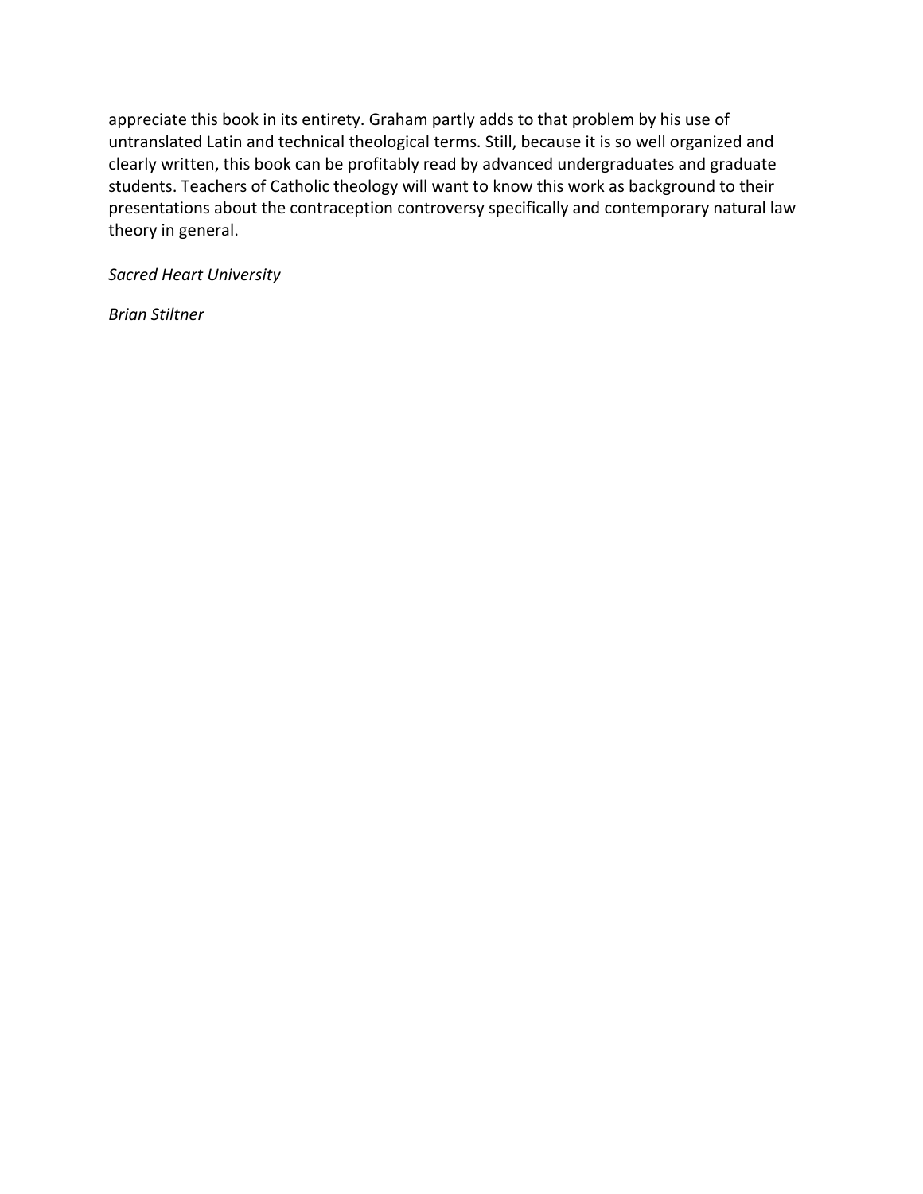appreciate this book in its entirety. Graham partly adds to that problem by his use of untranslated Latin and technical theological terms. Still, because it is so well organized and clearly written, this book can be profitably read by advanced undergraduates and graduate students. Teachers of Catholic theology will want to know this work as background to their presentations about the contraception controversy specifically and contemporary natural law theory in general.

*Sacred Heart University*

*Brian Stiltner*